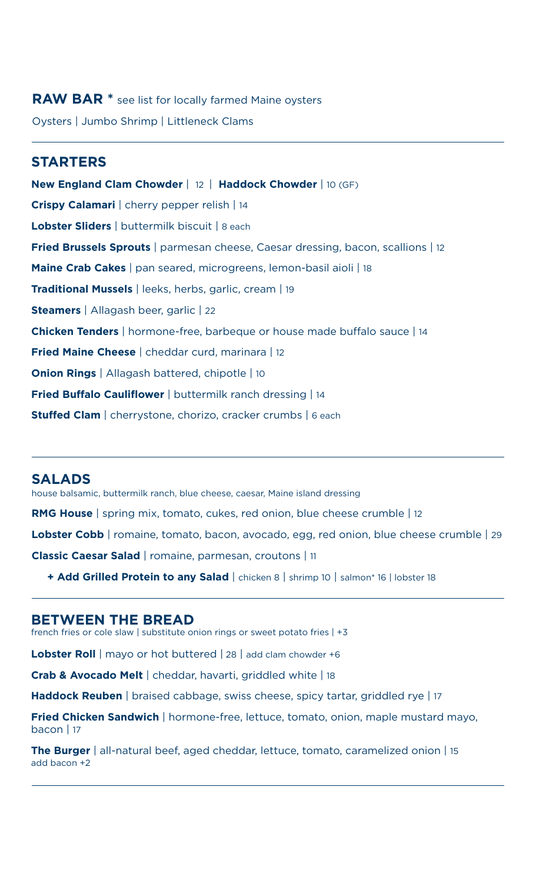## RAW BAR * see list for locally farmed Maine oysters

Oysters | Jumbo Shrimp | Littleneck Clams

---

## STARTERS

**New England Clam Chowder** | 12 | **Haddock Chowder** | 10 (GF)

**Crispy Calamari** | cherry pepper relish | 14

**Lobster Sliders** | buttermilk biscuit | 8 each

**Fried Brussels Sprouts** | parmesan cheese, Caesar dressing, bacon, scallions | 12

**Maine Crab Cakes** | pan seared, microgreens, lemon-basil aioli | 18

**Traditional Mussels** | leeks, herbs, garlic, cream | 19

**Steamers** | Allagash beer, garlic | 22

**Chicken Tenders** | hormone-free, barbeque or house made buffalo sauce | 14

**Fried Maine Cheese** | cheddar curd, marinara | 12

**Onion Rings** | Allagash battered, chipotle | 10

**Fried Buffalo Cauliflower** | buttermilk ranch dressing | 14

**Stuffed Clam** | cherrystone, chorizo, cracker crumbs | 6 each

---

## SALADS

house balsamic, buttermilk ranch, blue cheese, caesar, Maine island dressing

**RMG House** | spring mix, tomato, cukes, red onion, blue cheese crumble | 12

**Lobster Cobb** | romaine, tomato, bacon, avocado, egg, red onion, blue cheese crumble | 29

**Classic Caesar Salad** | romaine, parmesan, croutons | 11

**+ Add Grilled Protein to any Salad** | chicken 8 | shrimp 10 | salmon* 16 | lobster 18

---

## BETWEEN THE BREAD

french fries or cole slaw | substitute onion rings or sweet potato fries | +3

**Lobster Roll** | mayo or hot buttered | 28 | add clam chowder +6

**Crab & Avocado Melt** | cheddar, havarti, griddled white | 18

**Haddock Reuben** | braised cabbage, swiss cheese, spicy tartar, griddled rye | 17

**Fried Chicken Sandwich** | hormone-free, lettuce, tomato, onion, maple mustard mayo, bacon | 17

**The Burger** | all-natural beef, aged cheddar, lettuce, tomato, caramelized onion | 15
add bacon +2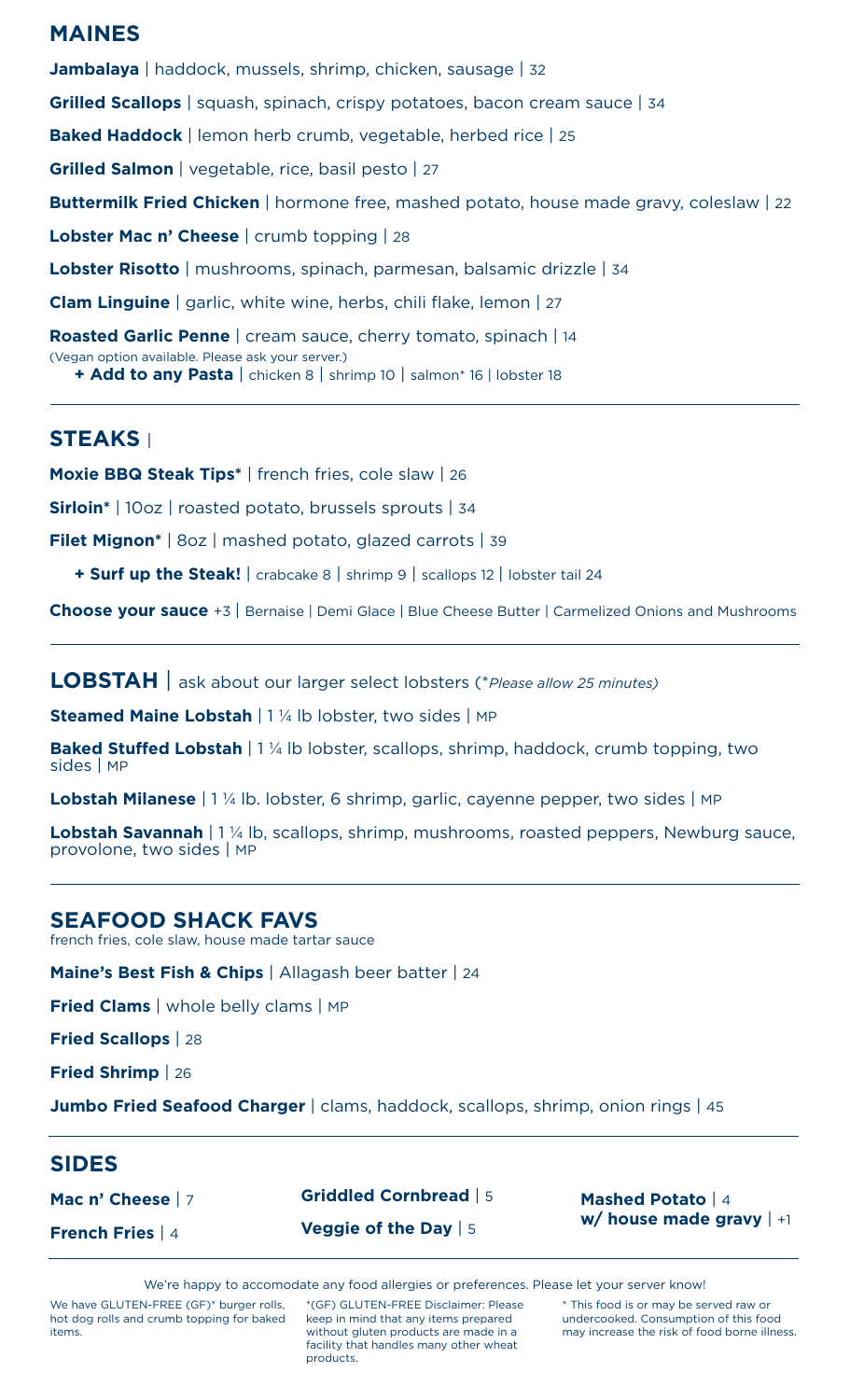## MAINES

**Jambalaya** | haddock, mussels, shrimp, chicken, sausage | 32

**Grilled Scallops** | squash, spinach, crispy potatoes, bacon cream sauce | 34

**Baked Haddock** | lemon herb crumb, vegetable, herbed rice | 25

**Grilled Salmon** | vegetable, rice, basil pesto | 27

**Buttermilk Fried Chicken** | hormone free, mashed potato, house made gravy, coleslaw | 22

**Lobster Mac n' Cheese** | crumb topping | 28

**Lobster Risotto** | mushrooms, spinach, parmesan, balsamic drizzle | 34

**Clam Linguine** | garlic, white wine, herbs, chili flake, lemon | 27

**Roasted Garlic Penne** | cream sauce, cherry tomato, spinach | 14
(Vegan option available. Please ask your server.)

**+ Add to any Pasta** | chicken 8 | shrimp 10 | salmon* 16 | lobster 18

## STEAKS |

**Moxie BBQ Steak Tips*** | french fries, cole slaw | 26

**Sirloin*** | 10oz | roasted potato, brussels sprouts | 34

**Filet Mignon*** | 8oz | mashed potato, glazed carrots | 39

**+ Surf up the Steak!** | crabcake 8 | shrimp 9 | scallops 12 | lobster tail 24

**Choose your sauce** +3 | Bernaise | Demi Glace | Blue Cheese Butter | Carmelized Onions and Mushrooms

## LOBSTAH | ask about our larger select lobsters (*Please allow 25 minutes)

**Steamed Maine Lobstah** | 1 ¼ lb lobster, two sides | MP

**Baked Stuffed Lobstah** | 1 ¼ lb lobster, scallops, shrimp, haddock, crumb topping, two sides | MP

**Lobstah Milanese** | 1 ¼ lb. lobster, 6 shrimp, garlic, cayenne pepper, two sides | MP

**Lobstah Savannah** | 1 ¼ lb, scallops, shrimp, mushrooms, roasted peppers, Newburg sauce, provolone, two sides | MP

## SEAFOOD SHACK FAVS

french fries, cole slaw, house made tartar sauce

**Maine's Best Fish & Chips** | Allagash beer batter | 24

**Fried Clams** | whole belly clams | MP

**Fried Scallops** | 28

**Fried Shrimp** | 26

**Jumbo Fried Seafood Charger** | clams, haddock, scallops, shrimp, onion rings | 45

## SIDES

**Mac n' Cheese** | 7

**French Fries** | 4

**Griddled Cornbread** | 5

**Veggie of the Day** | 5

**Mashed Potato** | 4
**w/ house made gravy** | +1

We're happy to accomodate any food allergies or preferences. Please let your server know!

We have GLUTEN-FREE (GF)* burger rolls, hot dog rolls and crumb topping for baked items.

*(GF) GLUTEN-FREE Disclaimer: Please keep in mind that any items prepared without gluten products are made in a facility that handles many other wheat products.

* This food is or may be served raw or undercooked. Consumption of this food may increase the risk of food borne illness.